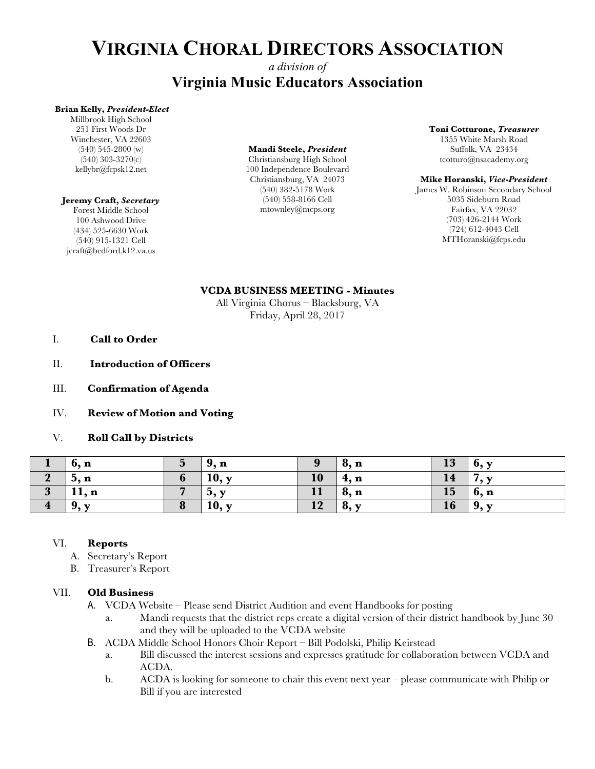# VIRGINIA CHORAL DIRECTORS ASSOCIATION

*a division of*

## Virginia Music Educators Association

**Brian Kelly, *President-Elect***
Millbrook High School
251 First Woods Dr
Winchester, VA 22603
(540) 545-2800 (w)
(540) 303-3270(c)
kellybr@fcpsk12.net

**Jeremy Craft, *Secretary***
Forest Middle School
100 Ashwood Drive
(434) 525-6630 Work
(540) 915-1321 Cell
jcraft@bedford.k12.va.us

**Mandi Steele, *President***
Christiansburg High School
100 Independence Boulevard
Christiansburg, VA 24073
(540) 382-5178 Work
(540) 558-8166 Cell
mtownley@mcps.org

**Toni Cotturone, *Treasurer***
1355 White Marsh Road
Suffolk, VA 23434
tcotturo@nsacademy.org

**Mike Horanski, *Vice-President***
James W. Robinson Secondary School
5035 Sideburn Road
Fairfax, VA 22032
(703) 426-2144 Work
(724) 612-4043 Cell
MTHoranski@fcps.edu

**VCDA BUSINESS MEETING - Minutes**
All Virginia Chorus – Blacksburg, VA
Friday, April 28, 2017

I. **Call to Order**

II. **Introduction of Officers**

III. **Confirmation of Agenda**

IV. **Review of Motion and Voting**

V. **Roll Call by Districts**

| **1** | **6, n** | **5** | **9, n** | **9** | **8, n** | **13** | **6, y** |
|---|---|---|---|---|---|---|---|
| **2** | **5, n** | **6** | **10, y** | **10** | **4, n** | **14** | **7, y** |
| **3** | **11, n** | **7** | **5, y** | **11** | **8, n** | **15** | **6, n** |
| **4** | **9, y** | **8** | **10, y** | **12** | **8, y** | **16** | **9, y** |

VI. **Reports**

A. Secretary's Report
B. Treasurer's Report

VII. **Old Business**

A. VCDA Website – Please send District Audition and event Handbooks for posting
   a. Mandi requests that the district reps create a digital version of their district handbook by June 30 and they will be uploaded to the VCDA website
B. ACDA Middle School Honors Choir Report – Bill Podolski, Philip Keirstead
   a. Bill discussed the interest sessions and expresses gratitude for collaboration between VCDA and ACDA.
   b. ACDA is looking for someone to chair this event next year – please communicate with Philip or Bill if you are interested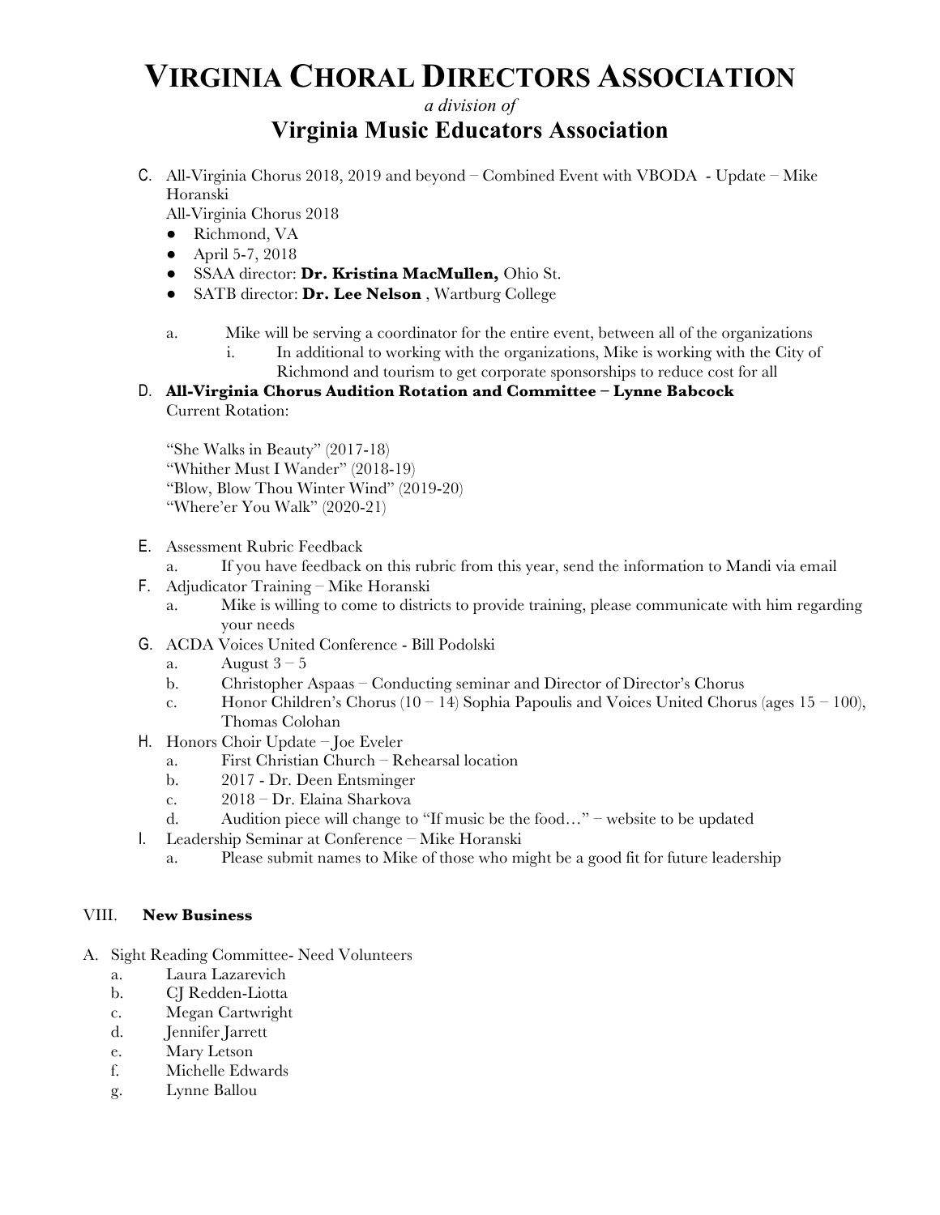# VIRGINIA CHORAL DIRECTORS ASSOCIATION

*a division of*

## Virginia Music Educators Association

C. All-Virginia Chorus 2018, 2019 and beyond – Combined Event with VBODA - Update – Mike Horanski

All-Virginia Chorus 2018

- Richmond, VA
- April 5-7, 2018
- SSAA director: **Dr. Kristina MacMullen,** Ohio St.
- SATB director: **Dr. Lee Nelson** , Wartburg College

a. Mike will be serving a coordinator for the entire event, between all of the organizations
   i. In additional to working with the organizations, Mike is working with the City of Richmond and tourism to get corporate sponsorships to reduce cost for all

D. **All-Virginia Chorus Audition Rotation and Committee – Lynne Babcock**

Current Rotation:

"She Walks in Beauty" (2017-18)
"Whither Must I Wander" (2018-19)
"Blow, Blow Thou Winter Wind" (2019-20)
"Where'er You Walk" (2020-21)

E. Assessment Rubric Feedback
   a. If you have feedback on this rubric from this year, send the information to Mandi via email

F. Adjudicator Training – Mike Horanski
   a. Mike is willing to come to districts to provide training, please communicate with him regarding your needs

G. ACDA Voices United Conference - Bill Podolski
   a. August 3 – 5
   b. Christopher Aspaas – Conducting seminar and Director of Director's Chorus
   c. Honor Children's Chorus (10 – 14) Sophia Papoulis and Voices United Chorus (ages 15 – 100), Thomas Colohan

H. Honors Choir Update – Joe Eveler
   a. First Christian Church – Rehearsal location
   b. 2017 - Dr. Deen Entsminger
   c. 2018 – Dr. Elaina Sharkova
   d. Audition piece will change to "If music be the food…" – website to be updated

I. Leadership Seminar at Conference – Mike Horanski
   a. Please submit names to Mike of those who might be a good fit for future leadership

VIII. **New Business**

A. Sight Reading Committee- Need Volunteers
   a. Laura Lazarevich
   b. CJ Redden-Liotta
   c. Megan Cartwright
   d. Jennifer Jarrett
   e. Mary Letson
   f. Michelle Edwards
   g. Lynne Ballou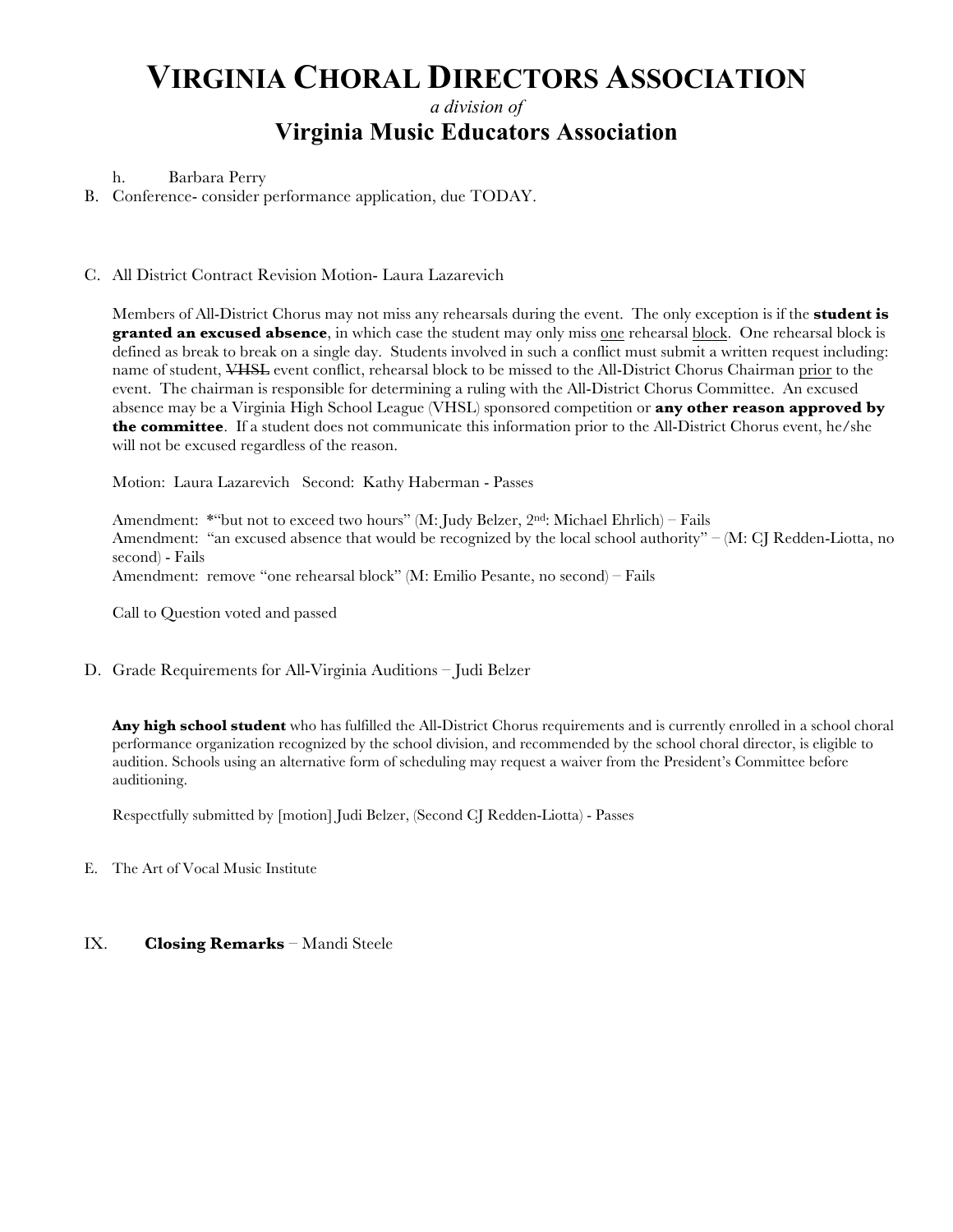# VIRGINIA CHORAL DIRECTORS ASSOCIATION

*a division of*

## Virginia Music Educators Association

h. Barbara Perry

B. Conference- consider performance application, due TODAY.

C. All District Contract Revision Motion- Laura Lazarevich

Members of All-District Chorus may not miss any rehearsals during the event. The only exception is if the **student is granted an excused absence**, in which case the student may only miss <u>one</u> rehearsal <u>block</u>. One rehearsal block is defined as break to break on a single day. Students involved in such a conflict must submit a written request including: name of student, ~~VHSL~~ event conflict, rehearsal block to be missed to the All-District Chorus Chairman <u>prior</u> to the event. The chairman is responsible for determining a ruling with the All-District Chorus Committee. An excused absence may be a Virginia High School League (VHSL) sponsored competition or **any other reason approved by the committee**. If a student does not communicate this information prior to the All-District Chorus event, he/she will not be excused regardless of the reason.

Motion: Laura Lazarevich Second: Kathy Haberman - Passes

Amendment: *"but not to exceed two hours" (M: Judy Belzer, 2nd: Michael Ehrlich) – Fails
Amendment: "an excused absence that would be recognized by the local school authority" – (M: CJ Redden-Liotta, no second) - Fails
Amendment: remove "one rehearsal block" (M: Emilio Pesante, no second) – Fails

Call to Question voted and passed

D. Grade Requirements for All-Virginia Auditions – Judi Belzer

**Any high school student** who has fulfilled the All-District Chorus requirements and is currently enrolled in a school choral performance organization recognized by the school division, and recommended by the school choral director, is eligible to audition. Schools using an alternative form of scheduling may request a waiver from the President's Committee before auditioning.

Respectfully submitted by [motion] Judi Belzer, (Second CJ Redden-Liotta) - Passes

E. The Art of Vocal Music Institute

IX. **Closing Remarks** – Mandi Steele